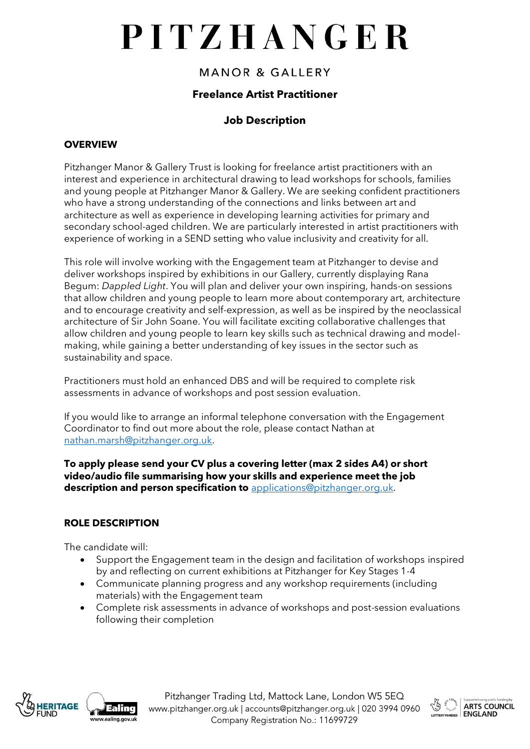# PITZHANGER

MANOR & GALLERY

**Freelance Artist Practitioner**

**Job Description**

## OVERVIEW

Pitzhanger Manor & Gallery Trust is looking for freelance artist practitioners with an interest and experience in architectural drawing to lead workshops for schools, families and young people at Pitzhanger Manor & Gallery. We are seeking confident practitioners who have a strong understanding of the connections and links between art and architecture as well as experience in developing learning activities for primary and secondary school-aged children. We are particularly interested in artist practitioners with experience of working in a SEND setting who value inclusivity and creativity for all.

This role will involve working with the Engagement team at Pitzhanger to devise and deliver workshops inspired by exhibitions in our Gallery, currently displaying Rana Begum: *Dappled Light*. You will plan and deliver your own inspiring, hands-on sessions that allow children and young people to learn more about contemporary art, architecture and to encourage creativity and self-expression, as well as be inspired by the neoclassical architecture of Sir John Soane. You will facilitate exciting collaborative challenges that allow children and young people to learn key skills such as technical drawing and model-making, while gaining a better understanding of key issues in the sector such as sustainability and space.

Practitioners must hold an enhanced DBS and will be required to complete risk assessments in advance of workshops and post session evaluation.

If you would like to arrange an informal telephone conversation with the Engagement Coordinator to find out more about the role, please contact Nathan at nathan.marsh@pitzhanger.org.uk.

**To apply please send your CV plus a covering letter (max 2 sides A4) or short video/audio file summarising how your skills and experience meet the job description and person specification to** applications@pitzhanger.org.uk.

## ROLE DESCRIPTION

The candidate will:

- Support the Engagement team in the design and facilitation of workshops inspired by and reflecting on current exhibitions at Pitzhanger for Key Stages 1-4
- Communicate planning progress and any workshop requirements (including materials) with the Engagement team
- Complete risk assessments in advance of workshops and post-session evaluations following their completion

Pitzhanger Trading Ltd, Mattock Lane, London W5 5EQ
www.pitzhanger.org.uk | accounts@pitzhanger.org.uk | 020 3994 0960
Company Registration No.: 11699729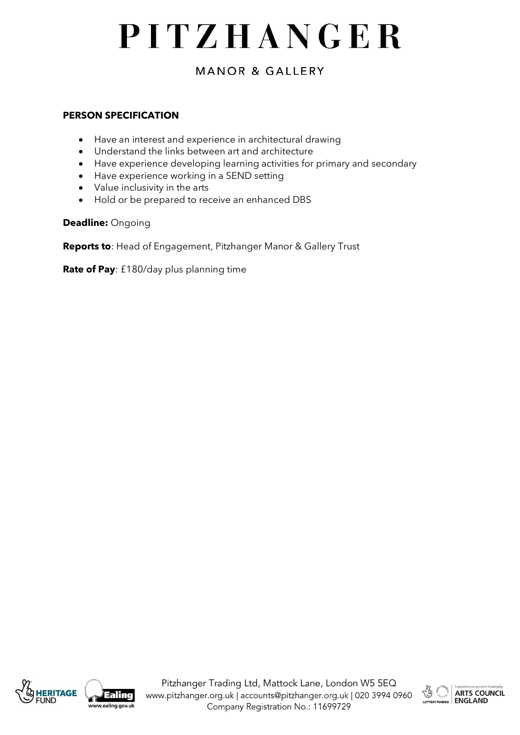## PERSON SPECIFICATION

- Have an interest and experience in architectural drawing
- Understand the links between art and architecture
- Have experience developing learning activities for primary and secondary
- Have experience working in a SEND setting
- Value inclusivity in the arts
- Hold or be prepared to receive an enhanced DBS

**Deadline:** Ongoing

**Reports to**: Head of Engagement, Pitzhanger Manor & Gallery Trust

**Rate of Pay**: £180/day plus planning time